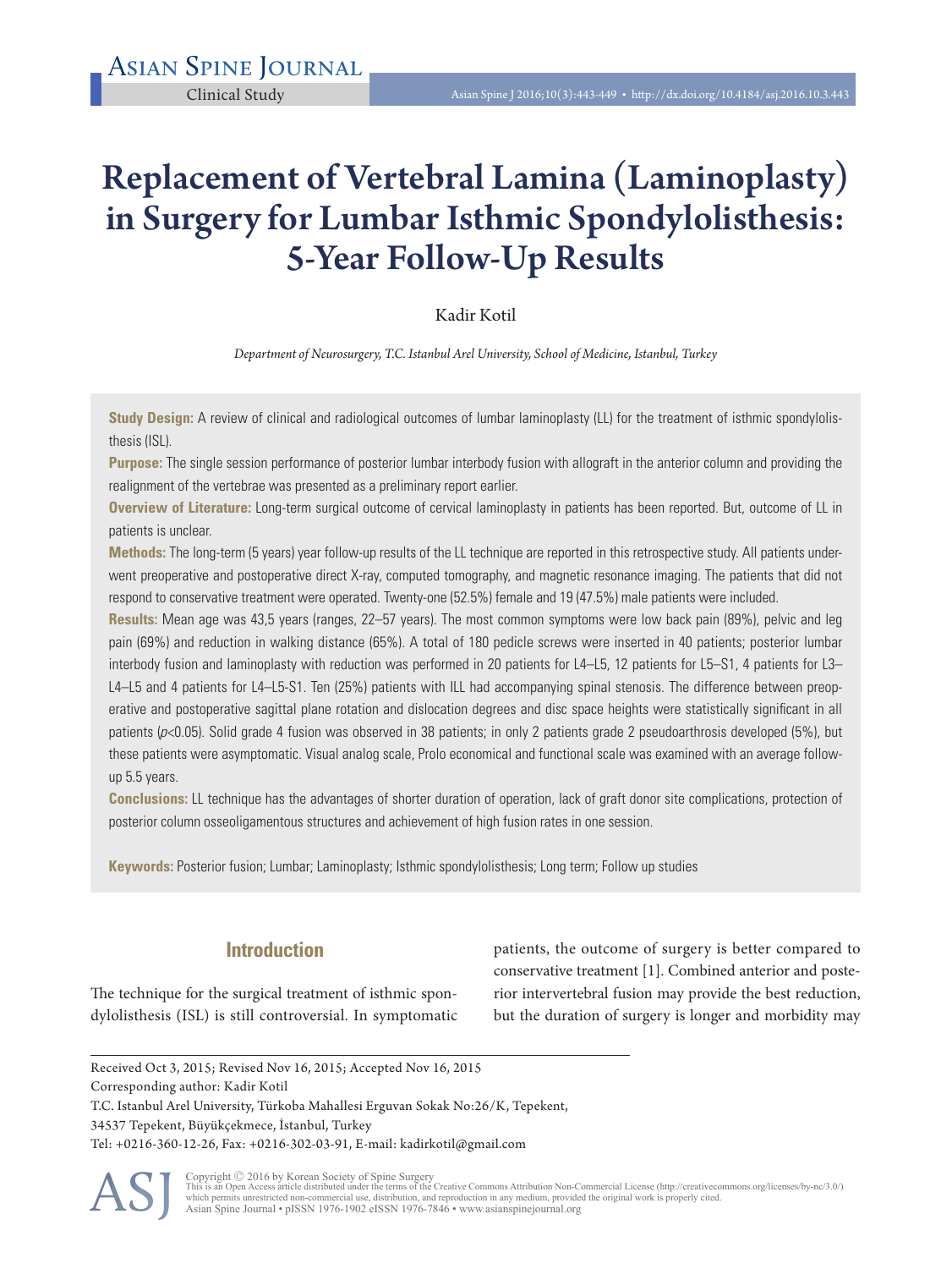Clinical Study

# Replacement of Vertebral Lamina (Laminoplasty) in Surgery for Lumbar Isthmic Spondylolisthesis: 5-Year Follow-Up Results

Kadir Kotil

*Department of Neurosurgery, T.C. Istanbul Arel University, School of Medicine, Istanbul, Turkey*

**Study Design:** A review of clinical and radiological outcomes of lumbar laminoplasty (LL) for the treatment of isthmic spondylolisthesis (ISL).

**Purpose:** The single session performance of posterior lumbar interbody fusion with allograft in the anterior column and providing the realignment of the vertebrae was presented as a preliminary report earlier.

**Overview of Literature:** Long-term surgical outcome of cervical laminoplasty in patients has been reported. But, outcome of LL in patients is unclear.

**Methods:** The long-term (5 years) year follow-up results of the LL technique are reported in this retrospective study. All patients underwent preoperative and postoperative direct X-ray, computed tomography, and magnetic resonance imaging. The patients that did not respond to conservative treatment were operated. Twenty-one (52.5%) female and 19 (47.5%) male patients were included.

**Results:** Mean age was 43,5 years (ranges, 22–57 years). The most common symptoms were low back pain (89%), pelvic and leg pain (69%) and reduction in walking distance (65%). A total of 180 pedicle screws were inserted in 40 patients; posterior lumbar interbody fusion and laminoplasty with reduction was performed in 20 patients for L4–L5, 12 patients for L5–S1, 4 patients for L3–L4–L5 and 4 patients for L4–L5-S1. Ten (25%) patients with ILL had accompanying spinal stenosis. The difference between preoperative and postoperative sagittal plane rotation and dislocation degrees and disc space heights were statistically significant in all patients ($p<0.05$). Solid grade 4 fusion was observed in 38 patients; in only 2 patients grade 2 pseudoarthrosis developed (5%), but these patients were asymptomatic. Visual analog scale, Prolo economical and functional scale was examined with an average follow-up 5.5 years.

**Conclusions:** LL technique has the advantages of shorter duration of operation, lack of graft donor site complications, protection of posterior column osseoligamentous structures and achievement of high fusion rates in one session.

**Keywords:** Posterior fusion; Lumbar; Laminoplasty; Isthmic spondylolisthesis; Long term; Follow up studies

## Introduction

The technique for the surgical treatment of isthmic spondylolisthesis (ISL) is still controversial. In symptomatic patients, the outcome of surgery is better compared to conservative treatment [1]. Combined anterior and posterior intervertebral fusion may provide the best reduction, but the duration of surgery is longer and morbidity may

Received Oct 3, 2015; Revised Nov 16, 2015; Accepted Nov 16, 2015

Corresponding author: Kadir Kotil

T.C. Istanbul Arel University, Türkoba Mahallesi Erguvan Sokak No:26/K, Tepekent, 34537 Tepekent, Büyükçekmece, İstanbul, Turkey

Tel: +0216-360-12-26, Fax: +0216-302-03-91, E-mail: kadirkotil@gmail.com

Copyright © 2016 by Korean Society of Spine Surgery
This is an Open Access article distributed under the terms of the Creative Commons Attribution Non-Commercial License (http://creativecommons.org/licenses/by-nc/3.0/) which permits unrestricted non-commercial use, distribution, and reproduction in any medium, provided the original work is properly cited.
Asian Spine Journal • pISSN 1976-1902 eISSN 1976-7846 • www.asianspinejournal.org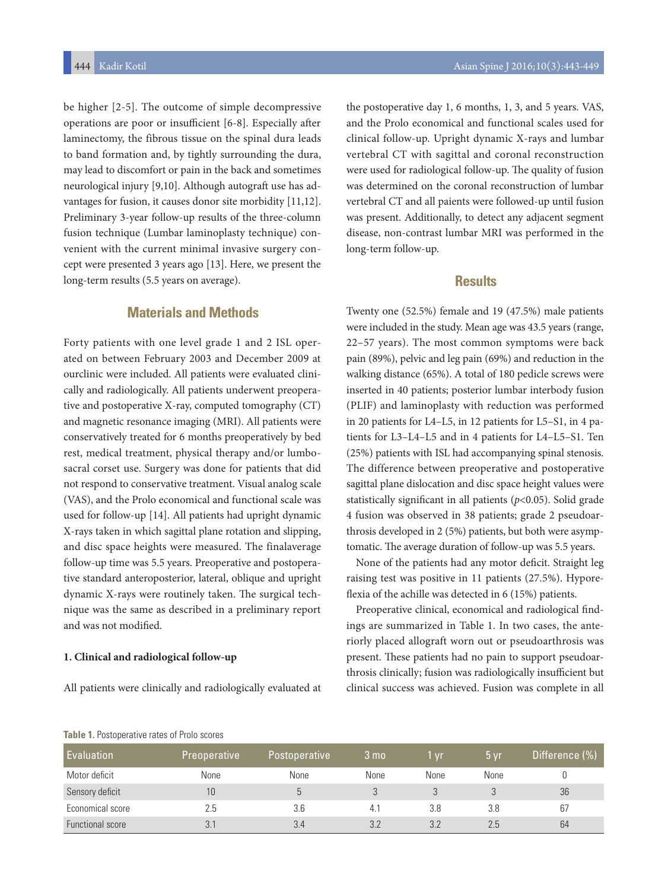be higher [2-5]. The outcome of simple decompressive operations are poor or insufficient [6-8]. Especially after laminectomy, the fibrous tissue on the spinal dura leads to band formation and, by tightly surrounding the dura, may lead to discomfort or pain in the back and sometimes neurological injury [9,10]. Although autograft use has advantages for fusion, it causes donor site morbidity [11,12]. Preliminary 3-year follow-up results of the three-column fusion technique (Lumbar laminoplasty technique) convenient with the current minimal invasive surgery concept were presented 3 years ago [13]. Here, we present the long-term results (5.5 years on average).

## Materials and Methods

Forty patients with one level grade 1 and 2 ISL operated on between February 2003 and December 2009 at ourclinic were included. All patients were evaluated clinically and radiologically. All patients underwent preoperative and postoperative X-ray, computed tomography (CT) and magnetic resonance imaging (MRI). All patients were conservatively treated for 6 months preoperatively by bed rest, medical treatment, physical therapy and/or lumbosacral corset use. Surgery was done for patients that did not respond to conservative treatment. Visual analog scale (VAS), and the Prolo economical and functional scale was used for follow-up [14]. All patients had upright dynamic X-rays taken in which sagittal plane rotation and slipping, and disc space heights were measured. The finalaverage follow-up time was 5.5 years. Preoperative and postoperative standard anteroposterior, lateral, oblique and upright dynamic X-rays were routinely taken. The surgical technique was the same as described in a preliminary report and was not modified.

### 1. Clinical and radiological follow-up

All patients were clinically and radiologically evaluated at the postoperative day 1, 6 months, 1, 3, and 5 years. VAS, and the Prolo economical and functional scales used for clinical follow-up. Upright dynamic X-rays and lumbar vertebral CT with sagittal and coronal reconstruction were used for radiological follow-up. The quality of fusion was determined on the coronal reconstruction of lumbar vertebral CT and all paients were followed-up until fusion was present. Additionally, to detect any adjacent segment disease, non-contrast lumbar MRI was performed in the long-term follow-up.

## Results

Twenty one (52.5%) female and 19 (47.5%) male patients were included in the study. Mean age was 43.5 years (range, 22–57 years). The most common symptoms were back pain (89%), pelvic and leg pain (69%) and reduction in the walking distance (65%). A total of 180 pedicle screws were inserted in 40 patients; posterior lumbar interbody fusion (PLIF) and laminoplasty with reduction was performed in 20 patients for L4–L5, in 12 patients for L5–S1, in 4 patients for L3–L4–L5 and in 4 patients for L4–L5–S1. Ten (25%) patients with ISL had accompanying spinal stenosis. The difference between preoperative and postoperative sagittal plane dislocation and disc space height values were statistically significant in all patients ($p$<0.05). Solid grade 4 fusion was observed in 38 patients; grade 2 pseudoarthrosis developed in 2 (5%) patients, but both were asymptomatic. The average duration of follow-up was 5.5 years.

None of the patients had any motor deficit. Straight leg raising test was positive in 11 patients (27.5%). Hyporeflexia of the achille was detected in 6 (15%) patients.

Preoperative clinical, economical and radiological findings are summarized in Table 1. In two cases, the anteriorly placed allograft worn out or pseudoarthrosis was present. These patients had no pain to support pseudoarthrosis clinically; fusion was radiologically insufficient but clinical success was achieved. Fusion was complete in all

**Table 1.** Postoperative rates of Prolo scores

| Evaluation | Preoperative | Postoperative | 3 mo | 1 yr | 5 yr | Difference (%) |
|---|---|---|---|---|---|---|
| Motor deficit | None | None | None | None | None | 0 |
| Sensory deficit | 10 | 5 | 3 | 3 | 3 | 36 |
| Economical score | 2.5 | 3.6 | 4.1 | 3.8 | 3.8 | 67 |
| Functional score | 3.1 | 3.4 | 3.2 | 3.2 | 2.5 | 64 |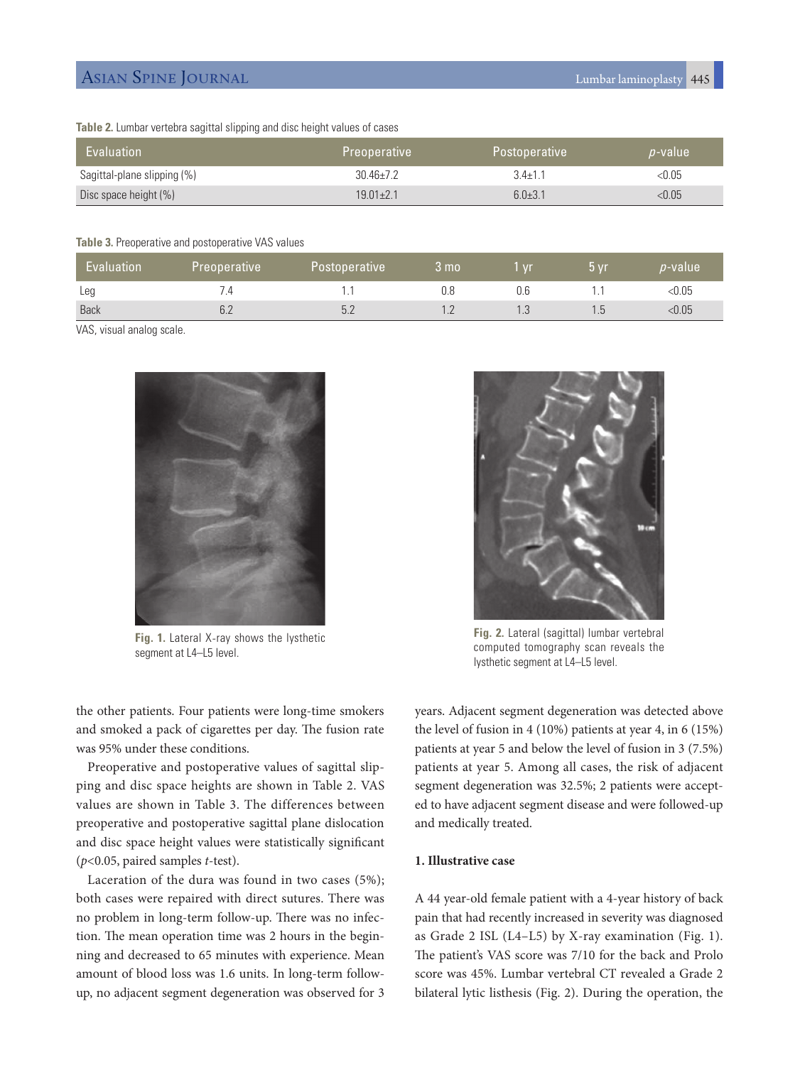**Table 2.** Lumbar vertebra sagittal slipping and disc height values of cases

| Evaluation | Preoperative | Postoperative | $p$-value |
|---|---|---|---|
| Sagittal-plane slipping (%) | 30.46±7.2 | 3.4±1.1 | <0.05 |
| Disc space height (%) | 19.01±2.1 | 6.0±3.1 | <0.05 |

**Table 3.** Preoperative and postoperative VAS values

| Evaluation | Preoperative | Postoperative | 3 mo | 1 yr | 5 yr | $p$-value |
|---|---|---|---|---|---|---|
| Leg | 7.4 | 1.1 | 0.8 | 0.6 | 1.1 | <0.05 |
| Back | 6.2 | 5.2 | 1.2 | 1.3 | 1.5 | <0.05 |

VAS, visual analog scale.

**Fig. 1.** Lateral X-ray shows the lysthetic segment at L4–L5 level.

**Fig. 2.** Lateral (sagittal) lumbar vertebral computed tomography scan reveals the lysthetic segment at L4–L5 level.

the other patients. Four patients were long-time smokers and smoked a pack of cigarettes per day. The fusion rate was 95% under these conditions.

Preoperative and postoperative values of sagittal slipping and disc space heights are shown in Table 2. VAS values are shown in Table 3. The differences between preoperative and postoperative sagittal plane dislocation and disc space height values were statistically significant ($p$<0.05, paired samples $t$-test).

Laceration of the dura was found in two cases (5%); both cases were repaired with direct sutures. There was no problem in long-term follow-up. There was no infection. The mean operation time was 2 hours in the beginning and decreased to 65 minutes with experience. Mean amount of blood loss was 1.6 units. In long-term follow-up, no adjacent segment degeneration was observed for 3 years. Adjacent segment degeneration was detected above the level of fusion in 4 (10%) patients at year 4, in 6 (15%) patients at year 5 and below the level of fusion in 3 (7.5%) patients at year 5. Among all cases, the risk of adjacent segment degeneration was 32.5%; 2 patients were accepted to have adjacent segment disease and were followed-up and medically treated.

### 1. Illustrative case

A 44 year-old female patient with a 4-year history of back pain that had recently increased in severity was diagnosed as Grade 2 ISL (L4–L5) by X-ray examination (Fig. 1). The patient's VAS score was 7/10 for the back and Prolo score was 45%. Lumbar vertebral CT revealed a Grade 2 bilateral lytic listhesis (Fig. 2). During the operation, the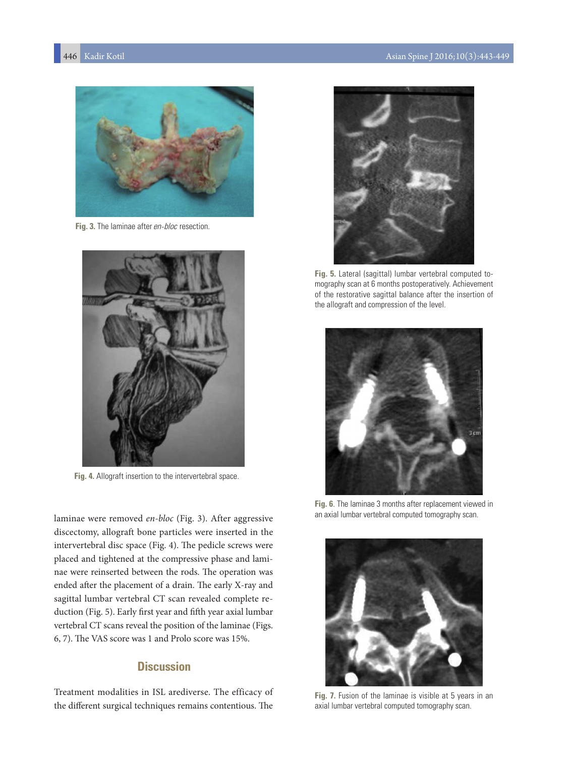Fig. 3. The laminae after *en-bloc* resection.

Fig. 4. Allograft insertion to the intervertebral space.

laminae were removed *en-bloc* (Fig. 3). After aggressive discectomy, allograft bone particles were inserted in the intervertebral disc space (Fig. 4). The pedicle screws were placed and tightened at the compressive phase and laminae were reinserted between the rods. The operation was ended after the placement of a drain. The early X-ray and sagittal lumbar vertebral CT scan revealed complete reduction (Fig. 5). Early first year and fifth year axial lumbar vertebral CT scans reveal the position of the laminae (Figs. 6, 7). The VAS score was 1 and Prolo score was 15%.

## Discussion

Treatment modalities in ISL arediverse. The efficacy of the different surgical techniques remains contentious. The

Fig. 5. Lateral (sagittal) lumbar vertebral computed tomography scan at 6 months postoperatively. Achievement of the restorative sagittal balance after the insertion of the allograft and compression of the level.

Fig. 6. The laminae 3 months after replacement viewed in an axial lumbar vertebral computed tomography scan.

Fig. 7. Fusion of the laminae is visible at 5 years in an axial lumbar vertebral computed tomography scan.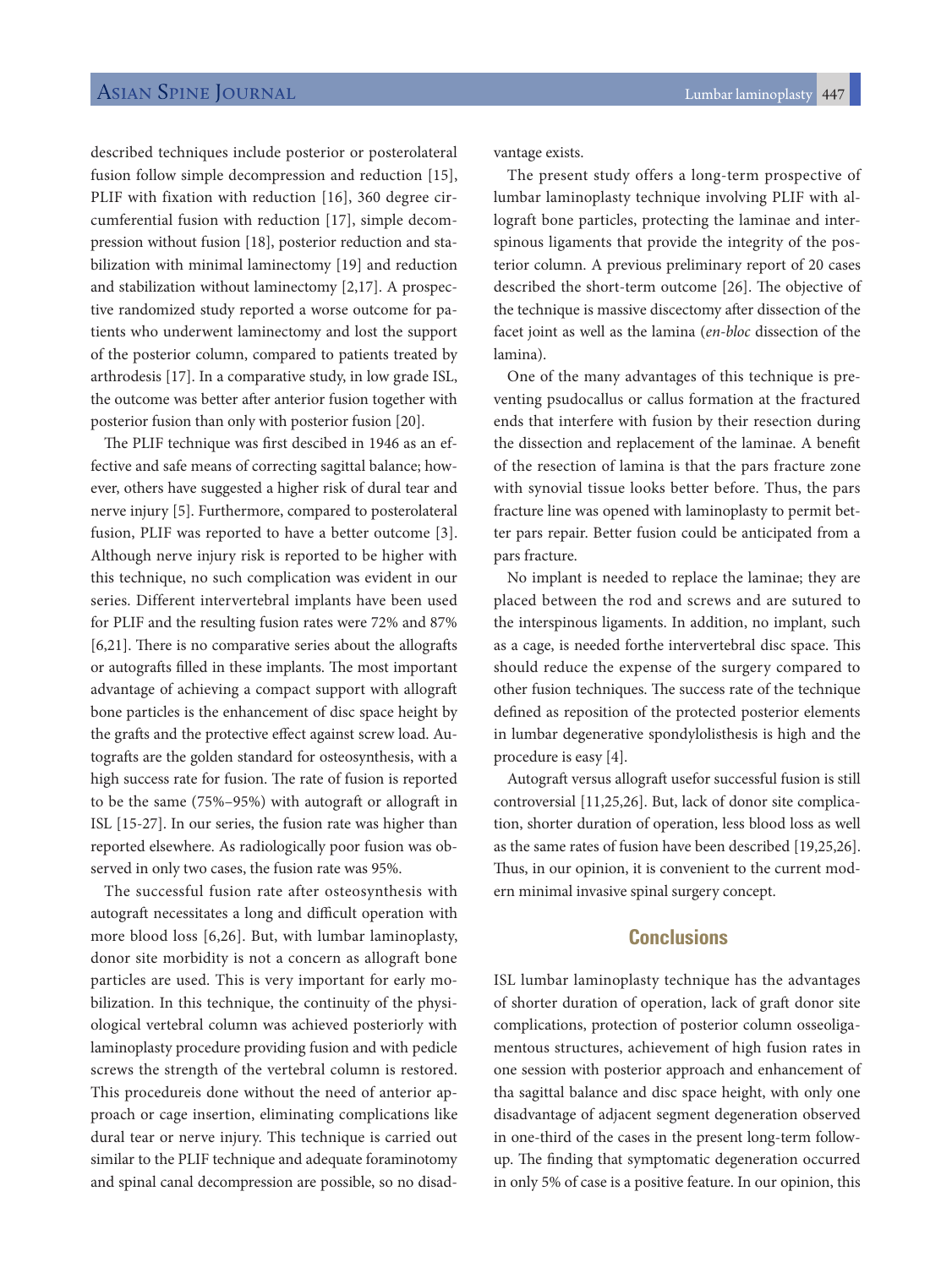described techniques include posterior or posterolateral fusion follow simple decompression and reduction [15], PLIF with fixation with reduction [16], 360 degree circumferential fusion with reduction [17], simple decompression without fusion [18], posterior reduction and stabilization with minimal laminectomy [19] and reduction and stabilization without laminectomy [2,17]. A prospective randomized study reported a worse outcome for patients who underwent laminectomy and lost the support of the posterior column, compared to patients treated by arthrodesis [17]. In a comparative study, in low grade ISL, the outcome was better after anterior fusion together with posterior fusion than only with posterior fusion [20].

The PLIF technique was first descibed in 1946 as an effective and safe means of correcting sagittal balance; however, others have suggested a higher risk of dural tear and nerve injury [5]. Furthermore, compared to posterolateral fusion, PLIF was reported to have a better outcome [3]. Although nerve injury risk is reported to be higher with this technique, no such complication was evident in our series. Different intervertebral implants have been used for PLIF and the resulting fusion rates were 72% and 87% [6,21]. There is no comparative series about the allografts or autografts filled in these implants. The most important advantage of achieving a compact support with allograft bone particles is the enhancement of disc space height by the grafts and the protective effect against screw load. Autografts are the golden standard for osteosynthesis, with a high success rate for fusion. The rate of fusion is reported to be the same (75%–95%) with autograft or allograft in ISL [15-27]. In our series, the fusion rate was higher than reported elsewhere. As radiologically poor fusion was observed in only two cases, the fusion rate was 95%.

The successful fusion rate after osteosynthesis with autograft necessitates a long and difficult operation with more blood loss [6,26]. But, with lumbar laminoplasty, donor site morbidity is not a concern as allograft bone particles are used. This is very important for early mobilization. In this technique, the continuity of the physiological vertebral column was achieved posteriorly with laminoplasty procedure providing fusion and with pedicle screws the strength of the vertebral column is restored. This procedureis done without the need of anterior approach or cage insertion, eliminating complications like dural tear or nerve injury. This technique is carried out similar to the PLIF technique and adequate foraminotomy and spinal canal decompression are possible, so no disadvantage exists.

The present study offers a long-term prospective of lumbar laminoplasty technique involving PLIF with allograft bone particles, protecting the laminae and interspinous ligaments that provide the integrity of the posterior column. A previous preliminary report of 20 cases described the short-term outcome [26]. The objective of the technique is massive discectomy after dissection of the facet joint as well as the lamina (*en-bloc* dissection of the lamina).

One of the many advantages of this technique is preventing psudocallus or callus formation at the fractured ends that interfere with fusion by their resection during the dissection and replacement of the laminae. A benefit of the resection of lamina is that the pars fracture zone with synovial tissue looks better before. Thus, the pars fracture line was opened with laminoplasty to permit better pars repair. Better fusion could be anticipated from a pars fracture.

No implant is needed to replace the laminae; they are placed between the rod and screws and are sutured to the interspinous ligaments. In addition, no implant, such as a cage, is needed forthe intervertebral disc space. This should reduce the expense of the surgery compared to other fusion techniques. The success rate of the technique defined as reposition of the protected posterior elements in lumbar degenerative spondylolisthesis is high and the procedure is easy [4].

Autograft versus allograft usefor successful fusion is still controversial [11,25,26]. But, lack of donor site complication, shorter duration of operation, less blood loss as well as the same rates of fusion have been described [19,25,26]. Thus, in our opinion, it is convenient to the current modern minimal invasive spinal surgery concept.

## Conclusions

ISL lumbar laminoplasty technique has the advantages of shorter duration of operation, lack of graft donor site complications, protection of posterior column osseoligamentous structures, achievement of high fusion rates in one session with posterior approach and enhancement of tha sagittal balance and disc space height, with only one disadvantage of adjacent segment degeneration observed in one-third of the cases in the present long-term follow-up. The finding that symptomatic degeneration occurred in only 5% of case is a positive feature. In our opinion, this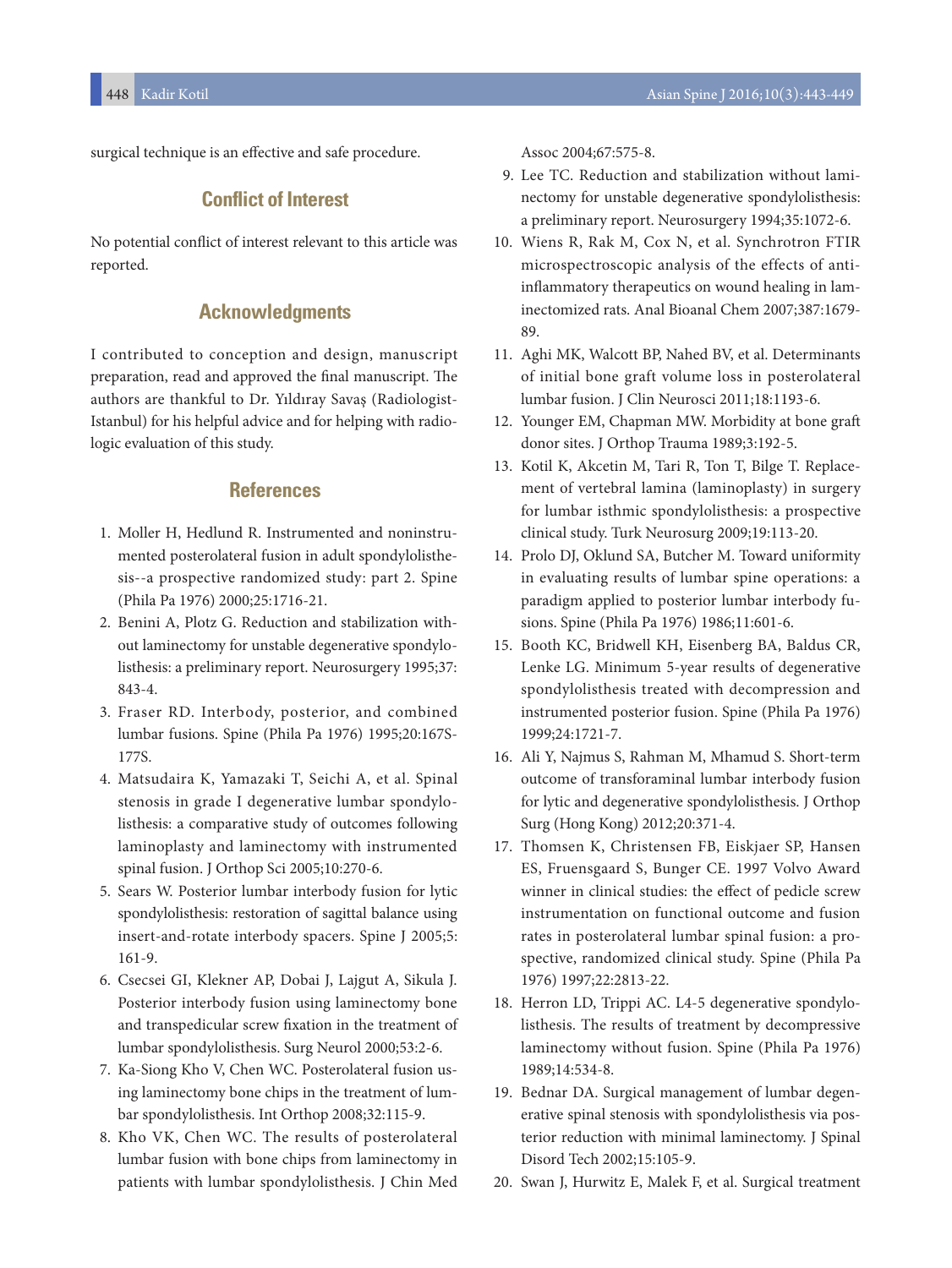surgical technique is an effective and safe procedure.

## Conflict of Interest

No potential conflict of interest relevant to this article was reported.

## Acknowledgments

I contributed to conception and design, manuscript preparation, read and approved the final manuscript. The authors are thankful to Dr. Yıldıray Savaş (Radiologist-Istanbul) for his helpful advice and for helping with radiologic evaluation of this study.

## References

1. Moller H, Hedlund R. Instrumented and noninstrumented posterolateral fusion in adult spondylolisthesis--a prospective randomized study: part 2. Spine (Phila Pa 1976) 2000;25:1716-21.
2. Benini A, Plotz G. Reduction and stabilization without laminectomy for unstable degenerative spondylolisthesis: a preliminary report. Neurosurgery 1995;37:843-4.
3. Fraser RD. Interbody, posterior, and combined lumbar fusions. Spine (Phila Pa 1976) 1995;20:167S-177S.
4. Matsudaira K, Yamazaki T, Seichi A, et al. Spinal stenosis in grade I degenerative lumbar spondylolisthesis: a comparative study of outcomes following laminoplasty and laminectomy with instrumented spinal fusion. J Orthop Sci 2005;10:270-6.
5. Sears W. Posterior lumbar interbody fusion for lytic spondylolisthesis: restoration of sagittal balance using insert-and-rotate interbody spacers. Spine J 2005;5:161-9.
6. Csecsei GI, Klekner AP, Dobai J, Lajgut A, Sikula J. Posterior interbody fusion using laminectomy bone and transpedicular screw fixation in the treatment of lumbar spondylolisthesis. Surg Neurol 2000;53:2-6.
7. Ka-Siong Kho V, Chen WC. Posterolateral fusion using laminectomy bone chips in the treatment of lumbar spondylolisthesis. Int Orthop 2008;32:115-9.
8. Kho VK, Chen WC. The results of posterolateral lumbar fusion with bone chips from laminectomy in patients with lumbar spondylolisthesis. J Chin Med Assoc 2004;67:575-8.
9. Lee TC. Reduction and stabilization without laminectomy for unstable degenerative spondylolisthesis: a preliminary report. Neurosurgery 1994;35:1072-6.
10. Wiens R, Rak M, Cox N, et al. Synchrotron FTIR microspectroscopic analysis of the effects of anti-inflammatory therapeutics on wound healing in laminectomized rats. Anal Bioanal Chem 2007;387:1679-89.
11. Aghi MK, Walcott BP, Nahed BV, et al. Determinants of initial bone graft volume loss in posterolateral lumbar fusion. J Clin Neurosci 2011;18:1193-6.
12. Younger EM, Chapman MW. Morbidity at bone graft donor sites. J Orthop Trauma 1989;3:192-5.
13. Kotil K, Akcetin M, Tari R, Ton T, Bilge T. Replacement of vertebral lamina (laminoplasty) in surgery for lumbar isthmic spondylolisthesis: a prospective clinical study. Turk Neurosurg 2009;19:113-20.
14. Prolo DJ, Oklund SA, Butcher M. Toward uniformity in evaluating results of lumbar spine operations: a paradigm applied to posterior lumbar interbody fusions. Spine (Phila Pa 1976) 1986;11:601-6.
15. Booth KC, Bridwell KH, Eisenberg BA, Baldus CR, Lenke LG. Minimum 5-year results of degenerative spondylolisthesis treated with decompression and instrumented posterior fusion. Spine (Phila Pa 1976) 1999;24:1721-7.
16. Ali Y, Najmus S, Rahman M, Mhamud S. Short-term outcome of transforaminal lumbar interbody fusion for lytic and degenerative spondylolisthesis. J Orthop Surg (Hong Kong) 2012;20:371-4.
17. Thomsen K, Christensen FB, Eiskjaer SP, Hansen ES, Fruensgaard S, Bunger CE. 1997 Volvo Award winner in clinical studies: the effect of pedicle screw instrumentation on functional outcome and fusion rates in posterolateral lumbar spinal fusion: a prospective, randomized clinical study. Spine (Phila Pa 1976) 1997;22:2813-22.
18. Herron LD, Trippi AC. L4-5 degenerative spondylolisthesis. The results of treatment by decompressive laminectomy without fusion. Spine (Phila Pa 1976) 1989;14:534-8.
19. Bednar DA. Surgical management of lumbar degenerative spinal stenosis with spondylolisthesis via posterior reduction with minimal laminectomy. J Spinal Disord Tech 2002;15:105-9.
20. Swan J, Hurwitz E, Malek F, et al. Surgical treatment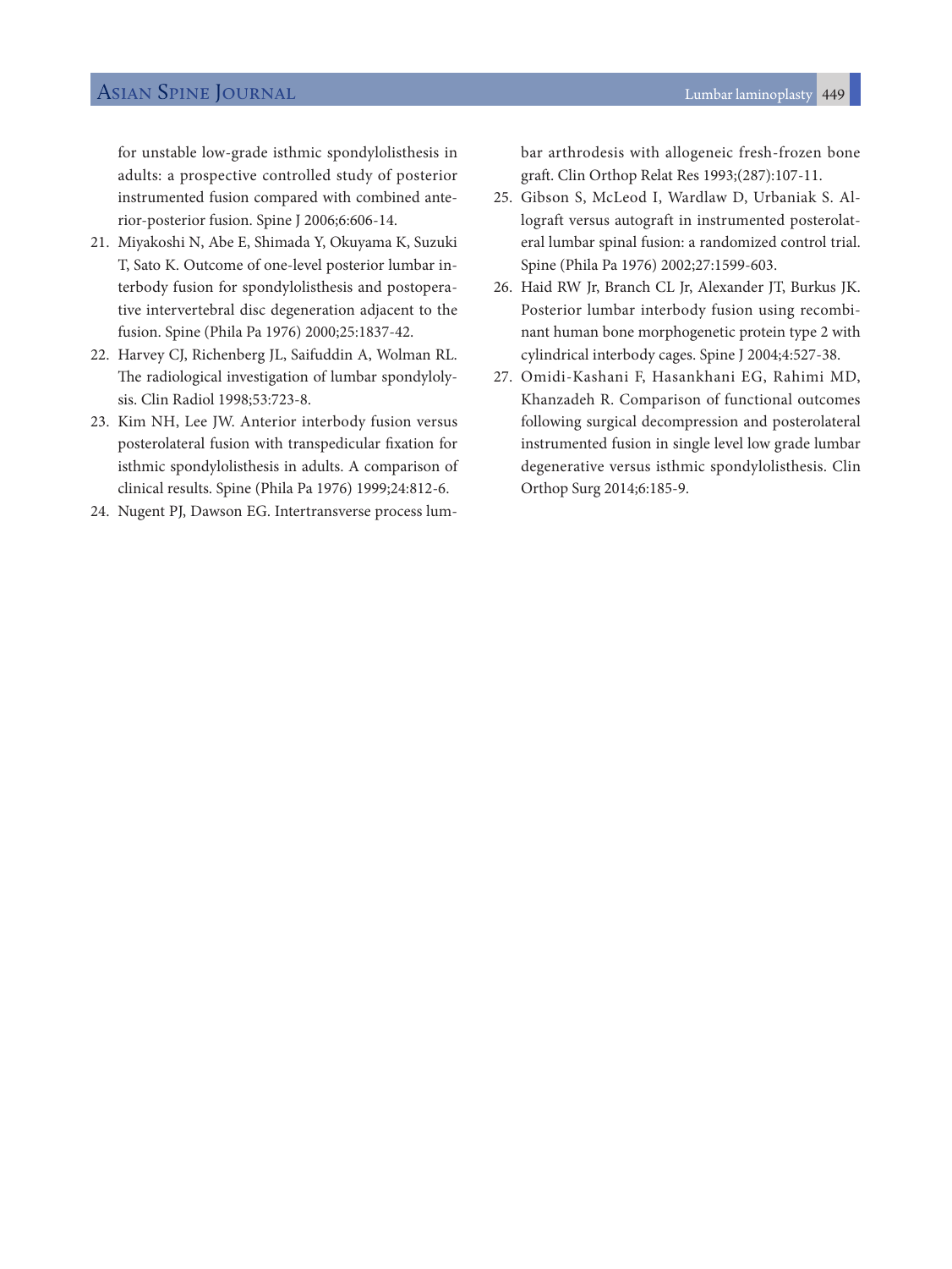for unstable low-grade isthmic spondylolisthesis in adults: a prospective controlled study of posterior instrumented fusion compared with combined anterior-posterior fusion. Spine J 2006;6:606-14.

21. Miyakoshi N, Abe E, Shimada Y, Okuyama K, Suzuki T, Sato K. Outcome of one-level posterior lumbar interbody fusion for spondylolisthesis and postoperative intervertebral disc degeneration adjacent to the fusion. Spine (Phila Pa 1976) 2000;25:1837-42.
22. Harvey CJ, Richenberg JL, Saifuddin A, Wolman RL. The radiological investigation of lumbar spondylolysis. Clin Radiol 1998;53:723-8.
23. Kim NH, Lee JW. Anterior interbody fusion versus posterolateral fusion with transpedicular fixation for isthmic spondylolisthesis in adults. A comparison of clinical results. Spine (Phila Pa 1976) 1999;24:812-6.
24. Nugent PJ, Dawson EG. Intertransverse process lumbar arthrodesis with allogeneic fresh-frozen bone graft. Clin Orthop Relat Res 1993;(287):107-11.
25. Gibson S, McLeod I, Wardlaw D, Urbaniak S. Allograft versus autograft in instrumented posterolateral lumbar spinal fusion: a randomized control trial. Spine (Phila Pa 1976) 2002;27:1599-603.
26. Haid RW Jr, Branch CL Jr, Alexander JT, Burkus JK. Posterior lumbar interbody fusion using recombinant human bone morphogenetic protein type 2 with cylindrical interbody cages. Spine J 2004;4:527-38.
27. Omidi-Kashani F, Hasankhani EG, Rahimi MD, Khanzadeh R. Comparison of functional outcomes following surgical decompression and posterolateral instrumented fusion in single level low grade lumbar degenerative versus isthmic spondylolisthesis. Clin Orthop Surg 2014;6:185-9.